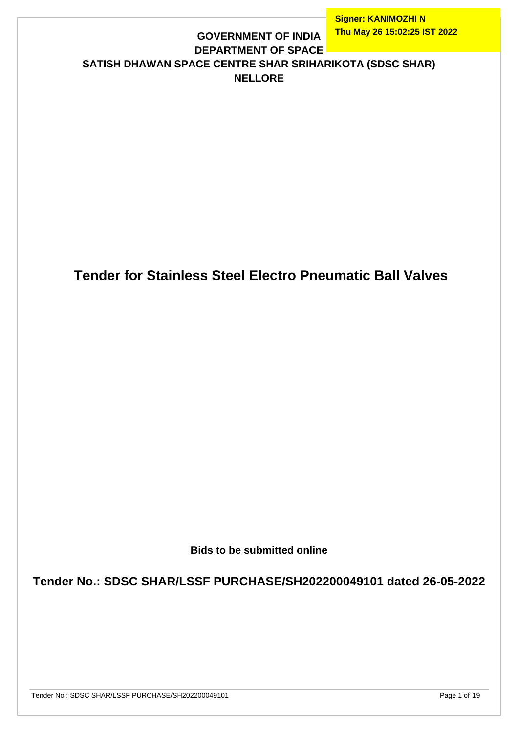Signer: KANIMOZHI N
Thu May 26 15:02:25 IST 2022

**GOVERNMENT OF INDIA**
**DEPARTMENT OF SPACE**
**SATISH DHAWAN SPACE CENTRE SHAR SRIHARIKOTA (SDSC SHAR)**
**NELLORE**

# Tender for Stainless Steel Electro Pneumatic Ball Valves

**Bids to be submitted online**

## Tender No.: SDSC SHAR/LSSF PURCHASE/SH202200049101 dated 26-05-2022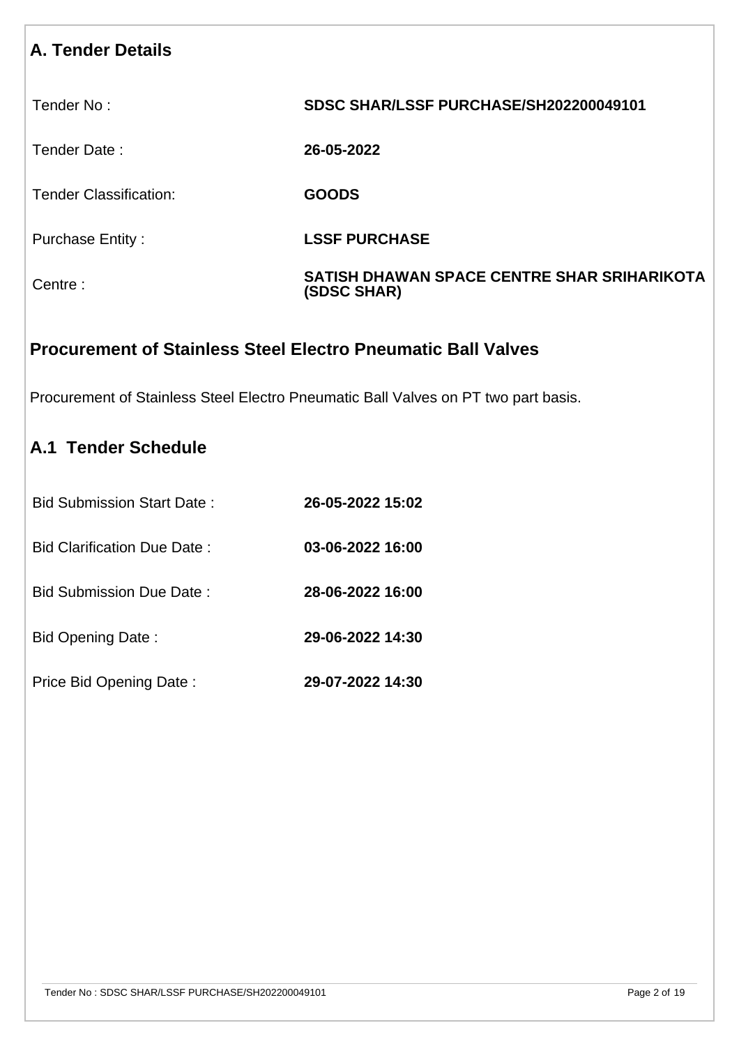## A. Tender Details

| | |
|---|---|
| Tender No : | **SDSC SHAR/LSSF PURCHASE/SH202200049101** |
| Tender Date : | **26-05-2022** |
| Tender Classification: | **GOODS** |
| Purchase Entity : | **LSSF PURCHASE** |
| Centre : | **SATISH DHAWAN SPACE CENTRE SHAR SRIHARIKOTA (SDSC SHAR)** |

## Procurement of Stainless Steel Electro Pneumatic Ball Valves

Procurement of Stainless Steel Electro Pneumatic Ball Valves on PT two part basis.

## A.1 Tender Schedule

| | |
|---|---|
| Bid Submission Start Date : | **26-05-2022 15:02** |
| Bid Clarification Due Date : | **03-06-2022 16:00** |
| Bid Submission Due Date : | **28-06-2022 16:00** |
| Bid Opening Date : | **29-06-2022 14:30** |
| Price Bid Opening Date : | **29-07-2022 14:30** |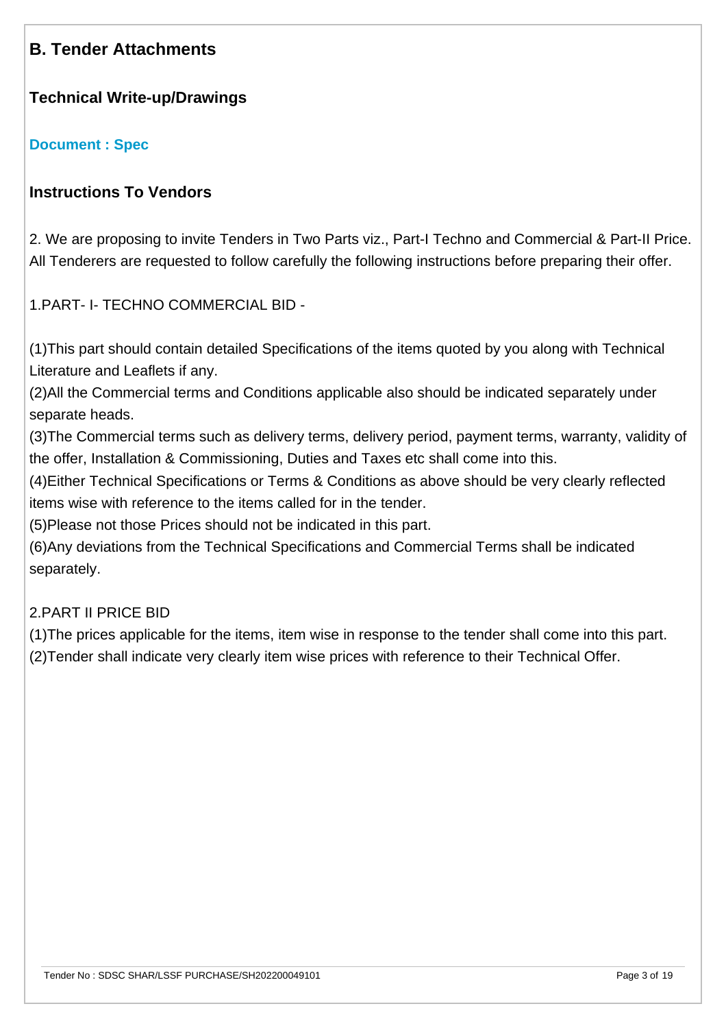## B. Tender Attachments

### Technical Write-up/Drawings

**Document : Spec**

### Instructions To Vendors

2. We are proposing to invite Tenders in Two Parts viz., Part-I Techno and Commercial & Part-II Price. All Tenderers are requested to follow carefully the following instructions before preparing their offer.

1.PART- I- TECHNO COMMERCIAL BID -

(1)This part should contain detailed Specifications of the items quoted by you along with Technical Literature and Leaflets if any.
(2)All the Commercial terms and Conditions applicable also should be indicated separately under separate heads.
(3)The Commercial terms such as delivery terms, delivery period, payment terms, warranty, validity of the offer, Installation & Commissioning, Duties and Taxes etc shall come into this.
(4)Either Technical Specifications or Terms & Conditions as above should be very clearly reflected items wise with reference to the items called for in the tender.
(5)Please not those Prices should not be indicated in this part.
(6)Any deviations from the Technical Specifications and Commercial Terms shall be indicated separately.

2.PART II PRICE BID
(1)The prices applicable for the items, item wise in response to the tender shall come into this part.
(2)Tender shall indicate very clearly item wise prices with reference to their Technical Offer.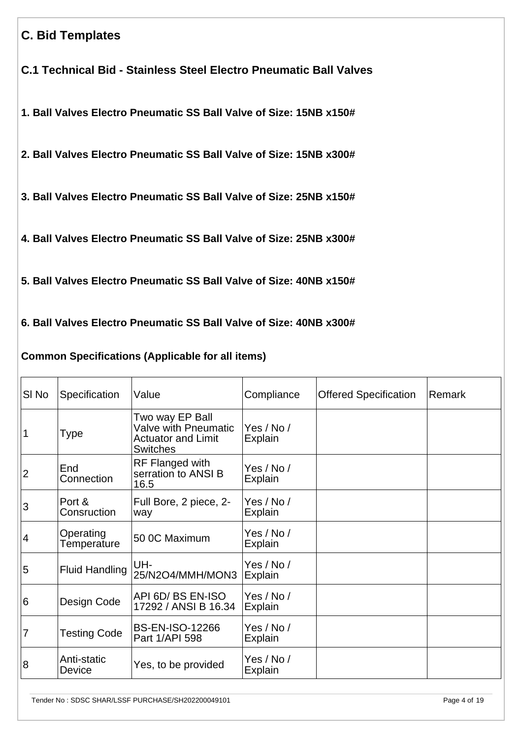## C. Bid Templates

### C.1 Technical Bid - Stainless Steel Electro Pneumatic Ball Valves

**1. Ball Valves Electro Pneumatic SS Ball Valve of Size: 15NB x150#**

**2. Ball Valves Electro Pneumatic SS Ball Valve of Size: 15NB x300#**

**3. Ball Valves Electro Pneumatic SS Ball Valve of Size: 25NB x150#**

**4. Ball Valves Electro Pneumatic SS Ball Valve of Size: 25NB x300#**

**5. Ball Valves Electro Pneumatic SS Ball Valve of Size: 40NB x150#**

**6. Ball Valves Electro Pneumatic SS Ball Valve of Size: 40NB x300#**

**Common Specifications (Applicable for all items)**

| Sl No | Specification | Value | Compliance | Offered Specification | Remark |
|---|---|---|---|---|---|
| 1 | Type | Two way EP Ball Valve with Pneumatic Actuator and Limit Switches | Yes / No / Explain | | |
| 2 | End Connection | RF Flanged with serration to ANSI B 16.5 | Yes / No / Explain | | |
| 3 | Port & Consruction | Full Bore, 2 piece, 2-way | Yes / No / Explain | | |
| 4 | Operating Temperature | 50 0C Maximum | Yes / No / Explain | | |
| 5 | Fluid Handling | UH-25/N2O4/MMH/MON3 | Yes / No / Explain | | |
| 6 | Design Code | API 6D/ BS EN-ISO 17292 / ANSI B 16.34 | Yes / No / Explain | | |
| 7 | Testing Code | BS-EN-ISO-12266 Part 1/API 598 | Yes / No / Explain | | |
| 8 | Anti-static Device | Yes, to be provided | Yes / No / Explain | | |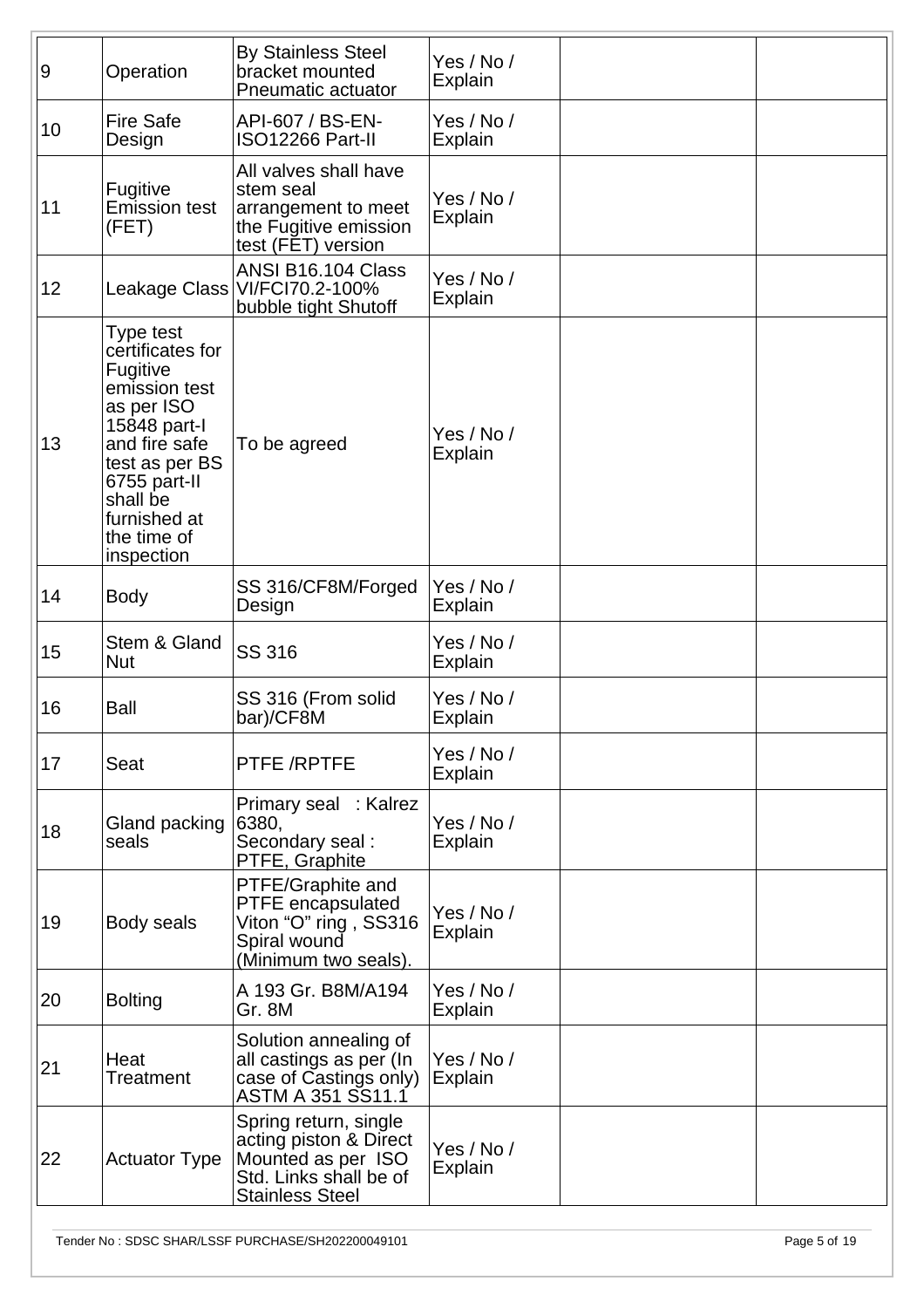| 9 | Operation | By Stainless Steel bracket mounted Pneumatic actuator | Yes / No / Explain | | |
|---|---|---|---|---|---|
| 10 | Fire Safe Design | API-607 / BS-EN-ISO12266 Part-II | Yes / No / Explain | | |
| 11 | Fugitive Emission test (FET) | All valves shall have stem seal arrangement to meet the Fugitive emission test (FET) version | Yes / No / Explain | | |
| 12 | Leakage Class | ANSI B16.104 Class VI/FCI70.2-100% bubble tight Shutoff | Yes / No / Explain | | |
| 13 | Type test certificates for Fugitive emission test as per ISO 15848 part-I and fire safe test as per BS 6755 part-II shall be furnished at the time of inspection | To be agreed | Yes / No / Explain | | |
| 14 | Body | SS 316/CF8M/Forged Design | Yes / No / Explain | | |
| 15 | Stem & Gland Nut | SS 316 | Yes / No / Explain | | |
| 16 | Ball | SS 316 (From solid bar)/CF8M | Yes / No / Explain | | |
| 17 | Seat | PTFE /RPTFE | Yes / No / Explain | | |
| 18 | Gland packing seals | Primary seal : Kalrez 6380, Secondary seal : PTFE, Graphite | Yes / No / Explain | | |
| 19 | Body seals | PTFE/Graphite and PTFE encapsulated Viton "O" ring , SS316 Spiral wound (Minimum two seals). | Yes / No / Explain | | |
| 20 | Bolting | A 193 Gr. B8M/A194 Gr. 8M | Yes / No / Explain | | |
| 21 | Heat Treatment | Solution annealing of all castings as per (In case of Castings only) ASTM A 351 SS11.1 | Yes / No / Explain | | |
| 22 | Actuator Type | Spring return, single acting piston & Direct Mounted as per ISO Std. Links shall be of Stainless Steel | Yes / No / Explain | | |

Tender No : SDSC SHAR/LSSF PURCHASE/SH202200049101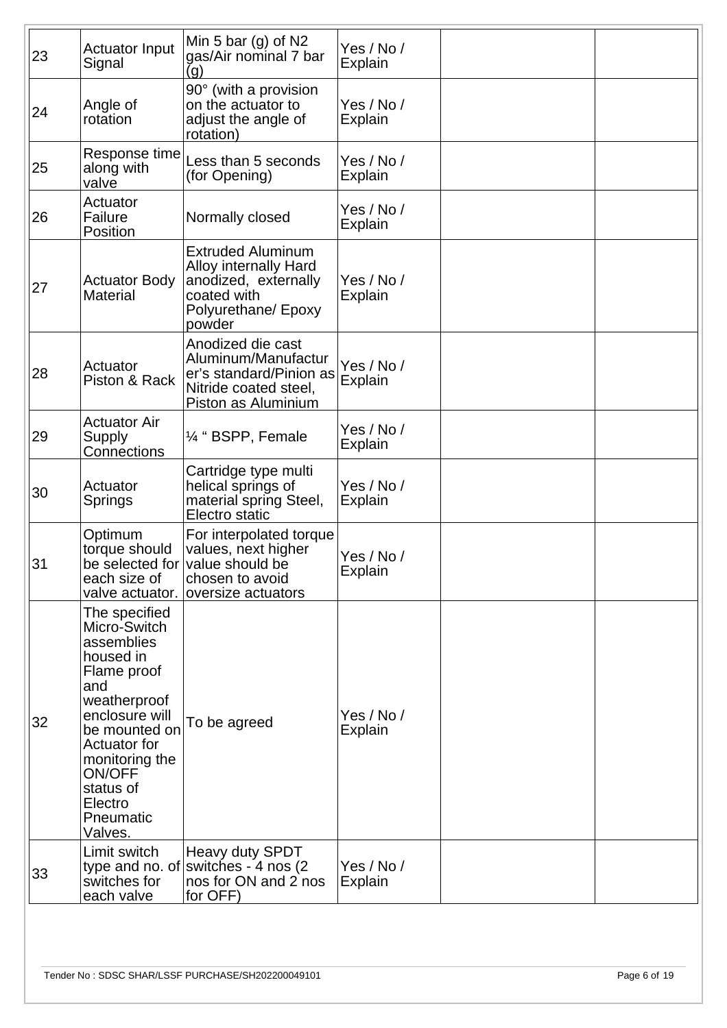| 23 | Actuator Input Signal | Min 5 bar (g) of N2 gas/Air nominal 7 bar (g) | Yes / No / Explain | | |
|---|---|---|---|---|---|
| 24 | Angle of rotation | 90° (with a provision on the actuator to adjust the angle of rotation) | Yes / No / Explain | | |
| 25 | Response time along with valve | Less than 5 seconds (for Opening) | Yes / No / Explain | | |
| 26 | Actuator Failure Position | Normally closed | Yes / No / Explain | | |
| 27 | Actuator Body Material | Extruded Aluminum Alloy internally Hard anodized, externally coated with Polyurethane/ Epoxy powder | Yes / No / Explain | | |
| 28 | Actuator Piston & Rack | Anodized die cast Aluminum/Manufacturer's standard/Pinion as Nitride coated steel, Piston as Aluminium | Yes / No / Explain | | |
| 29 | Actuator Air Supply Connections | ¼ " BSPP, Female | Yes / No / Explain | | |
| 30 | Actuator Springs | Cartridge type multi helical springs of material spring Steel, Electro static | Yes / No / Explain | | |
| 31 | Optimum torque should be selected for each size of valve actuator. | For interpolated torque values, next higher value should be chosen to avoid oversize actuators | Yes / No / Explain | | |
| 32 | The specified Micro-Switch assemblies housed in Flame proof and weatherproof enclosure will be mounted on Actuator for monitoring the ON/OFF status of Electro Pneumatic Valves. | To be agreed | Yes / No / Explain | | |
| 33 | Limit switch type and no. of switches for each valve | Heavy duty SPDT switches - 4 nos (2 nos for ON and 2 nos for OFF) | Yes / No / Explain | | |

Tender No : SDSC SHAR/LSSF PURCHASE/SH202200049101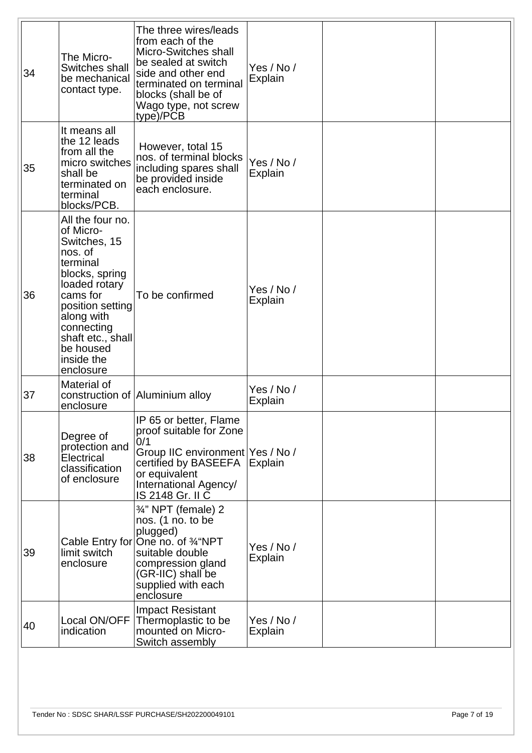| 34 | The Micro-Switches shall be mechanical contact type. | The three wires/leads from each of the Micro-Switches shall be sealed at switch side and other end terminated on terminal blocks (shall be of Wago type, not screw type)/PCB | Yes / No / Explain | | |
|---|---|---|---|---|---|
| 35 | It means all the 12 leads from all the micro switches shall be terminated on terminal blocks/PCB. | However, total 15 nos. of terminal blocks including spares shall be provided inside each enclosure. | Yes / No / Explain | | |
| 36 | All the four no. of Micro-Switches, 15 nos. of terminal blocks, spring loaded rotary cams for position setting along with connecting shaft etc., shall be housed inside the enclosure | To be confirmed | Yes / No / Explain | | |
| 37 | Material of construction of enclosure | Aluminium alloy | Yes / No / Explain | | |
| 38 | Degree of protection and Electrical classification of enclosure | IP 65 or better, Flame proof suitable for Zone 0/1 Group IIC environment certified by BASEEFA or equivalent International Agency/ IS 2148 Gr. II C | Yes / No / Explain | | |
| 39 | Cable Entry for limit switch enclosure | ¾" NPT (female) 2 nos. (1 no. to be plugged) One no. of ¾"NPT suitable double compression gland (GR-IIC) shall be supplied with each enclosure | Yes / No / Explain | | |
| 40 | Local ON/OFF indication | Impact Resistant Thermoplastic to be mounted on Micro-Switch assembly | Yes / No / Explain | | |

Tender No : SDSC SHAR/LSSF PURCHASE/SH202200049101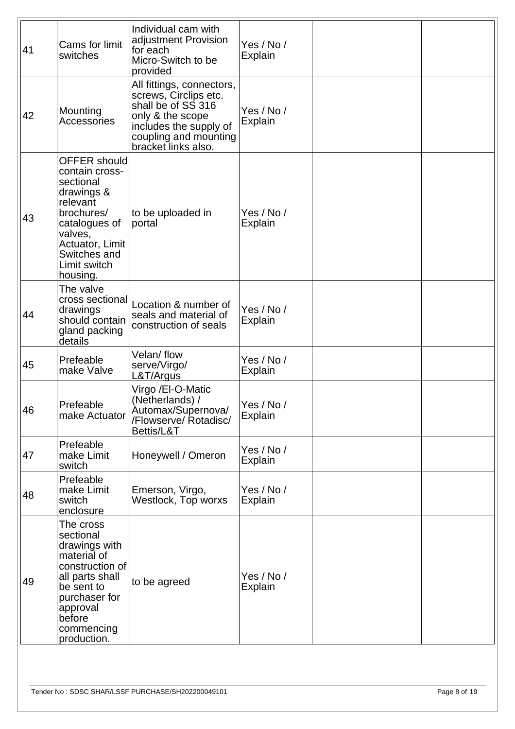| 41 | Cams for limit switches | Individual cam with adjustment Provision for each Micro-Switch to be provided | Yes / No / Explain | | |
|---|---|---|---|---|---|
| 42 | Mounting Accessories | All fittings, connectors, screws, Circlips etc. shall be of SS 316 only & the scope includes the supply of coupling and mounting bracket links also. | Yes / No / Explain | | |
| 43 | OFFER should contain cross-sectional drawings & relevant brochures/ catalogues of valves, Actuator, Limit Switches and Limit switch housing. | to be uploaded in portal | Yes / No / Explain | | |
| 44 | The valve cross sectional drawings should contain gland packing details | Location & number of seals and material of construction of seals | Yes / No / Explain | | |
| 45 | Prefeable make Valve | Velan/ flow serve/Virgo/ L&T/Argus | Yes / No / Explain | | |
| 46 | Prefeable make Actuator | Virgo /El-O-Matic (Netherlands) / Automax/Supernova/ /Flowserve/ Rotadisc/ Bettis/L&T | Yes / No / Explain | | |
| 47 | Prefeable make Limit switch | Honeywell / Omeron | Yes / No / Explain | | |
| 48 | Prefeable make Limit switch enclosure | Emerson, Virgo, Westlock, Top worxs | Yes / No / Explain | | |
| 49 | The cross sectional drawings with material of construction of all parts shall be sent to purchaser for approval before commencing production. | to be agreed | Yes / No / Explain | | |

Tender No : SDSC SHAR/LSSF PURCHASE/SH202200049101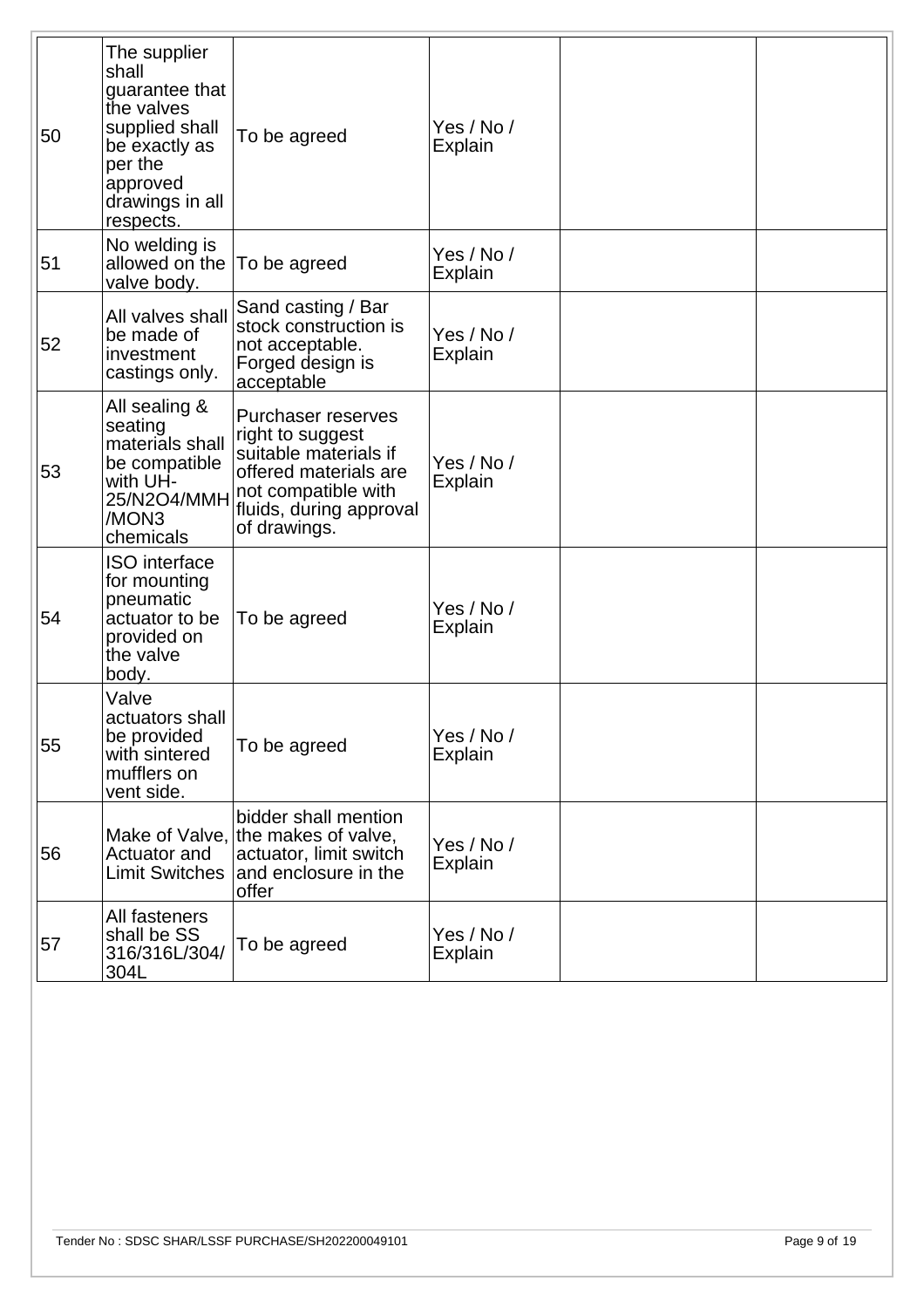| 50 | The supplier shall guarantee that the valves supplied shall be exactly as per the approved drawings in all respects. | To be agreed | Yes / No / Explain | | |
|---|---|---|---|---|---|
| 51 | No welding is allowed on the valve body. | To be agreed | Yes / No / Explain | | |
| 52 | All valves shall be made of investment castings only. | Sand casting / Bar stock construction is not acceptable. Forged design is acceptable | Yes / No / Explain | | |
| 53 | All sealing & seating materials shall be compatible with UH-25/N2O4/MMH/MON3 chemicals | Purchaser reserves right to suggest suitable materials if offered materials are not compatible with fluids, during approval of drawings. | Yes / No / Explain | | |
| 54 | ISO interface for mounting pneumatic actuator to be provided on the valve body. | To be agreed | Yes / No / Explain | | |
| 55 | Valve actuators shall be provided with sintered mufflers on vent side. | To be agreed | Yes / No / Explain | | |
| 56 | Make of Valve, Actuator and Limit Switches | bidder shall mention the makes of valve, actuator, limit switch and enclosure in the offer | Yes / No / Explain | | |
| 57 | All fasteners shall be SS 316/316L/304/304L | To be agreed | Yes / No / Explain | | |

Tender No : SDSC SHAR/LSSF PURCHASE/SH202200049101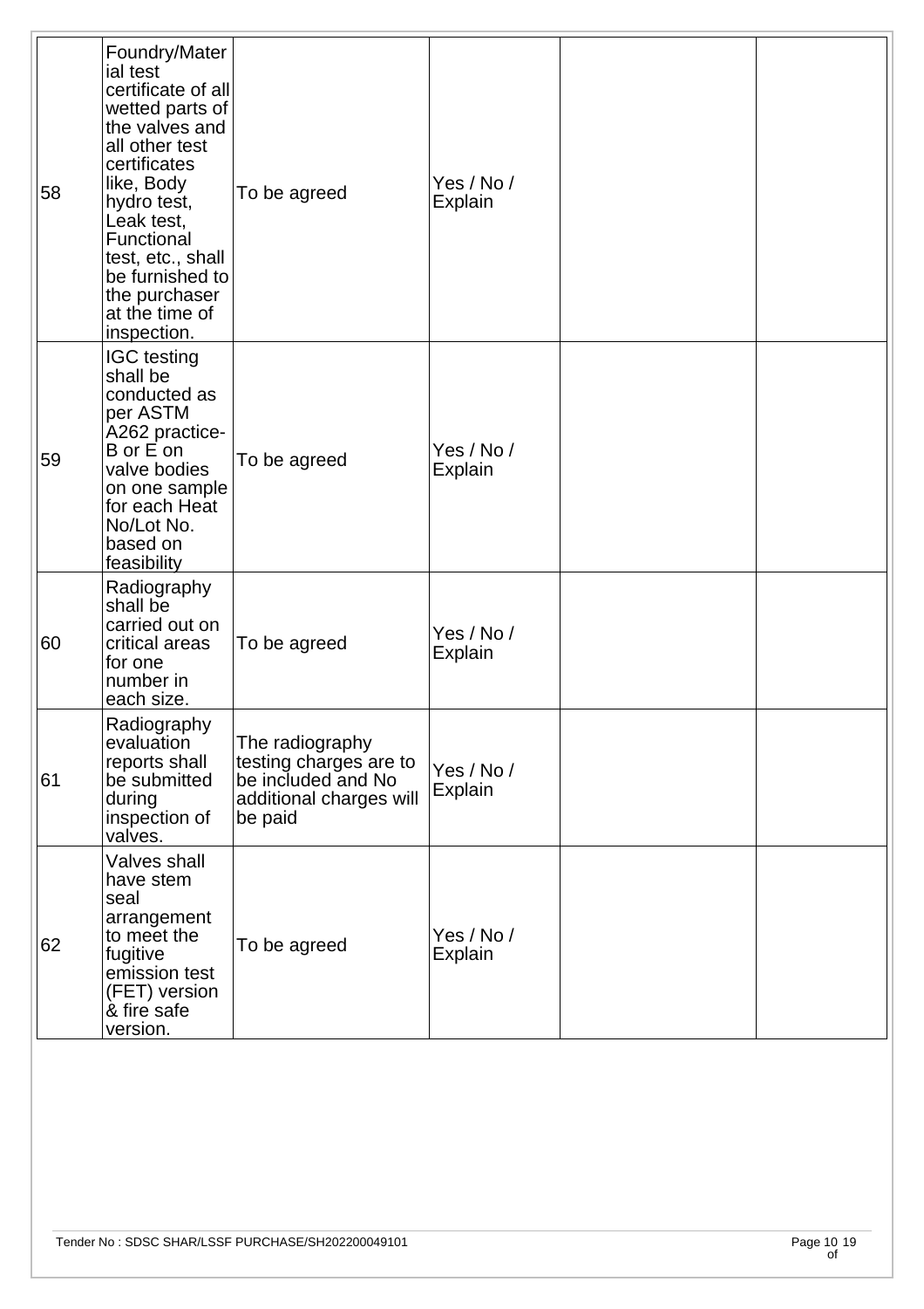| | | | | | |
|---|---|---|---|---|---|
| 58 | Foundry/Material test certificate of all wetted parts of the valves and all other test certificates like, Body hydro test, Leak test, Functional test, etc., shall be furnished to the purchaser at the time of inspection. | To be agreed | Yes / No / Explain | | |
| 59 | IGC testing shall be conducted as per ASTM A262 practice-B or E on valve bodies on one sample for each Heat No/Lot No. based on feasibility | To be agreed | Yes / No / Explain | | |
| 60 | Radiography shall be carried out on critical areas for one number in each size. | To be agreed | Yes / No / Explain | | |
| 61 | Radiography evaluation reports shall be submitted during inspection of valves. | The radiography testing charges are to be included and No additional charges will be paid | Yes / No / Explain | | |
| 62 | Valves shall have stem seal arrangement to meet the fugitive emission test (FET) version & fire safe version. | To be agreed | Yes / No / Explain | | |

Tender No : SDSC SHAR/LSSF PURCHASE/SH202200049101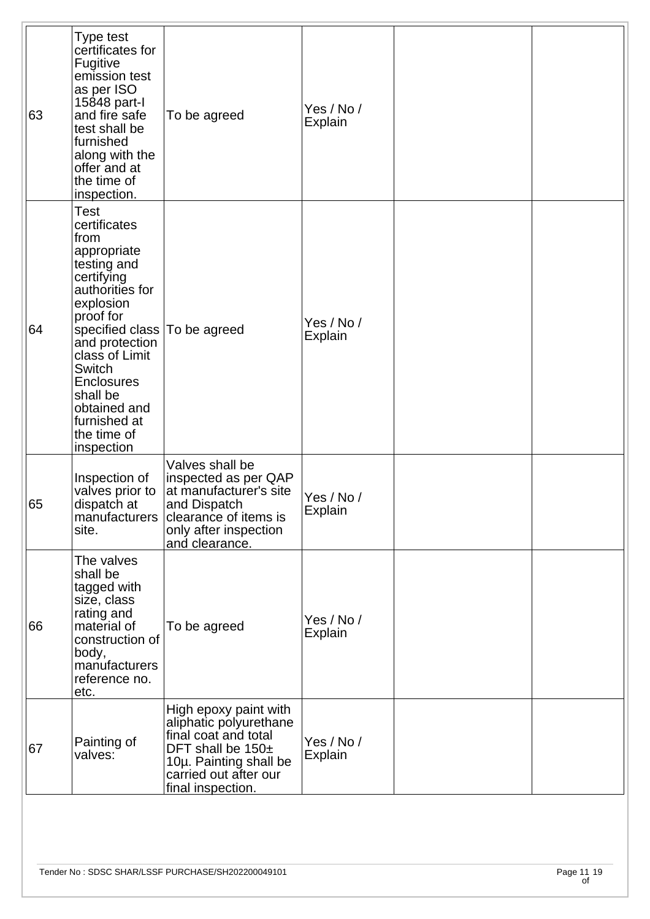| | | | | | |
|---|---|---|---|---|---|
| 63 | Type test certificates for Fugitive emission test as per ISO 15848 part-I and fire safe test shall be furnished along with the offer and at the time of inspection. | To be agreed | Yes / No / Explain | | |
| 64 | Test certificates from appropriate testing and certifying authorities for explosion proof for specified class and protection class of Limit Switch Enclosures shall be obtained and furnished at the time of inspection | To be agreed | Yes / No / Explain | | |
| 65 | Inspection of valves prior to dispatch at manufacturers site. | Valves shall be inspected as per QAP at manufacturer's site and Dispatch clearance of items is only after inspection and clearance. | Yes / No / Explain | | |
| 66 | The valves shall be tagged with size, class rating and material of construction of body, manufacturers reference no. etc. | To be agreed | Yes / No / Explain | | |
| 67 | Painting of valves: | High epoxy paint with aliphatic polyurethane final coat and total DFT shall be 150± 10µ. Painting shall be carried out after our final inspection. | Yes / No / Explain | | |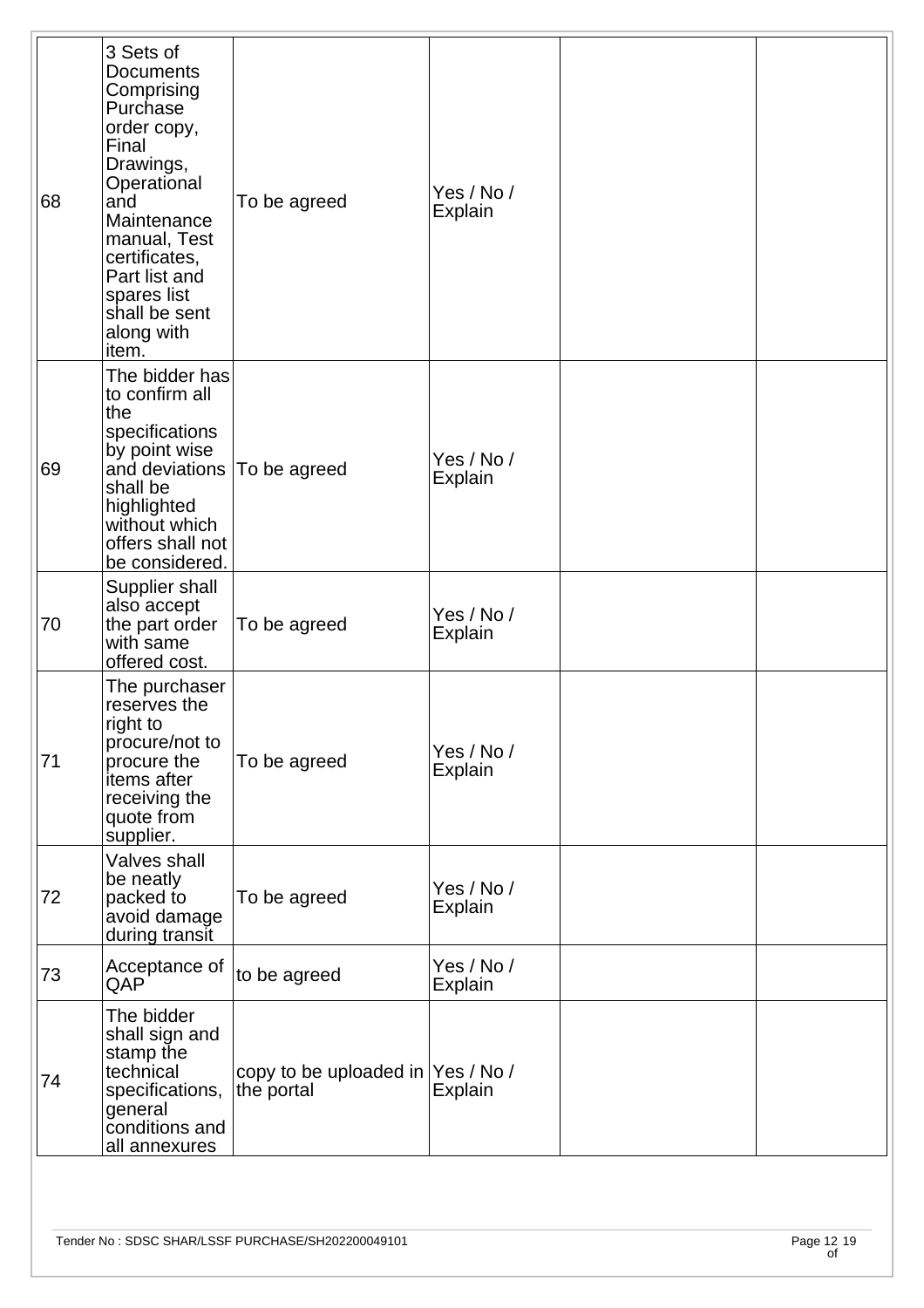| | | | | | |
|---|---|---|---|---|---|
| 68 | 3 Sets of Documents Comprising Purchase order copy, Final Drawings, Operational and Maintenance manual, Test certificates, Part list and spares list shall be sent along with item. | To be agreed | Yes / No / Explain | | |
| 69 | The bidder has to confirm all the specifications by point wise and deviations shall be highlighted without which offers shall not be considered. | To be agreed | Yes / No / Explain | | |
| 70 | Supplier shall also accept the part order with same offered cost. | To be agreed | Yes / No / Explain | | |
| 71 | The purchaser reserves the right to procure/not to procure the items after receiving the quote from supplier. | To be agreed | Yes / No / Explain | | |
| 72 | Valves shall be neatly packed to avoid damage during transit | To be agreed | Yes / No / Explain | | |
| 73 | Acceptance of QAP | to be agreed | Yes / No / Explain | | |
| 74 | The bidder shall sign and stamp the technical specifications, general conditions and all annexures | copy to be uploaded in the portal | Yes / No / Explain | | |

Tender No : SDSC SHAR/LSSF PURCHASE/SH202200049101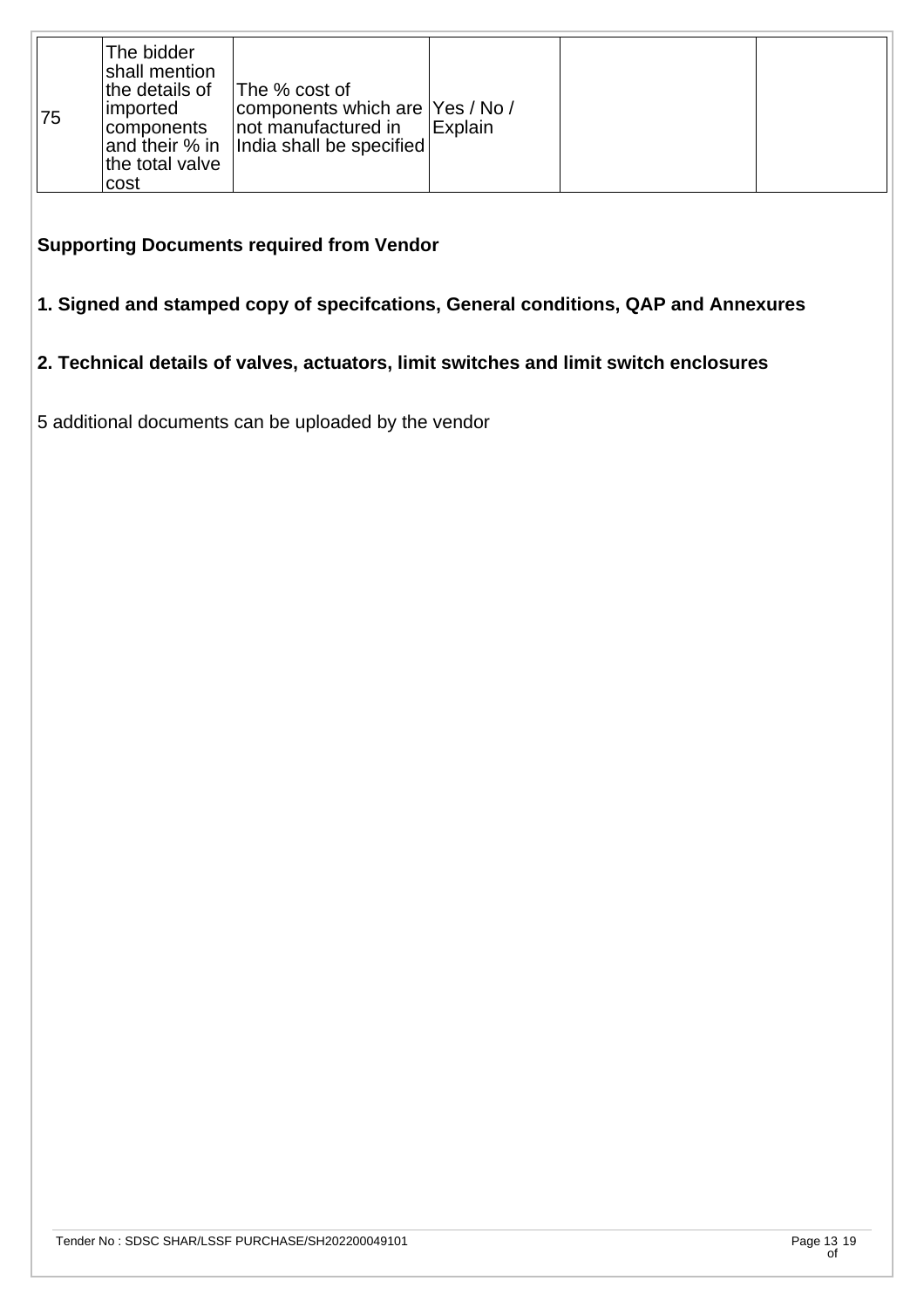| 75 | The bidder shall mention the details of imported components and their % in the total valve cost | The % cost of components which are not manufactured in India shall be specified | Yes / No / Explain | | |
|---|---|---|---|---|---|

**Supporting Documents required from Vendor**

**1. Signed and stamped copy of specifcations, General conditions, QAP and Annexures**

**2. Technical details of valves, actuators, limit switches and limit switch enclosures**

5 additional documents can be uploaded by the vendor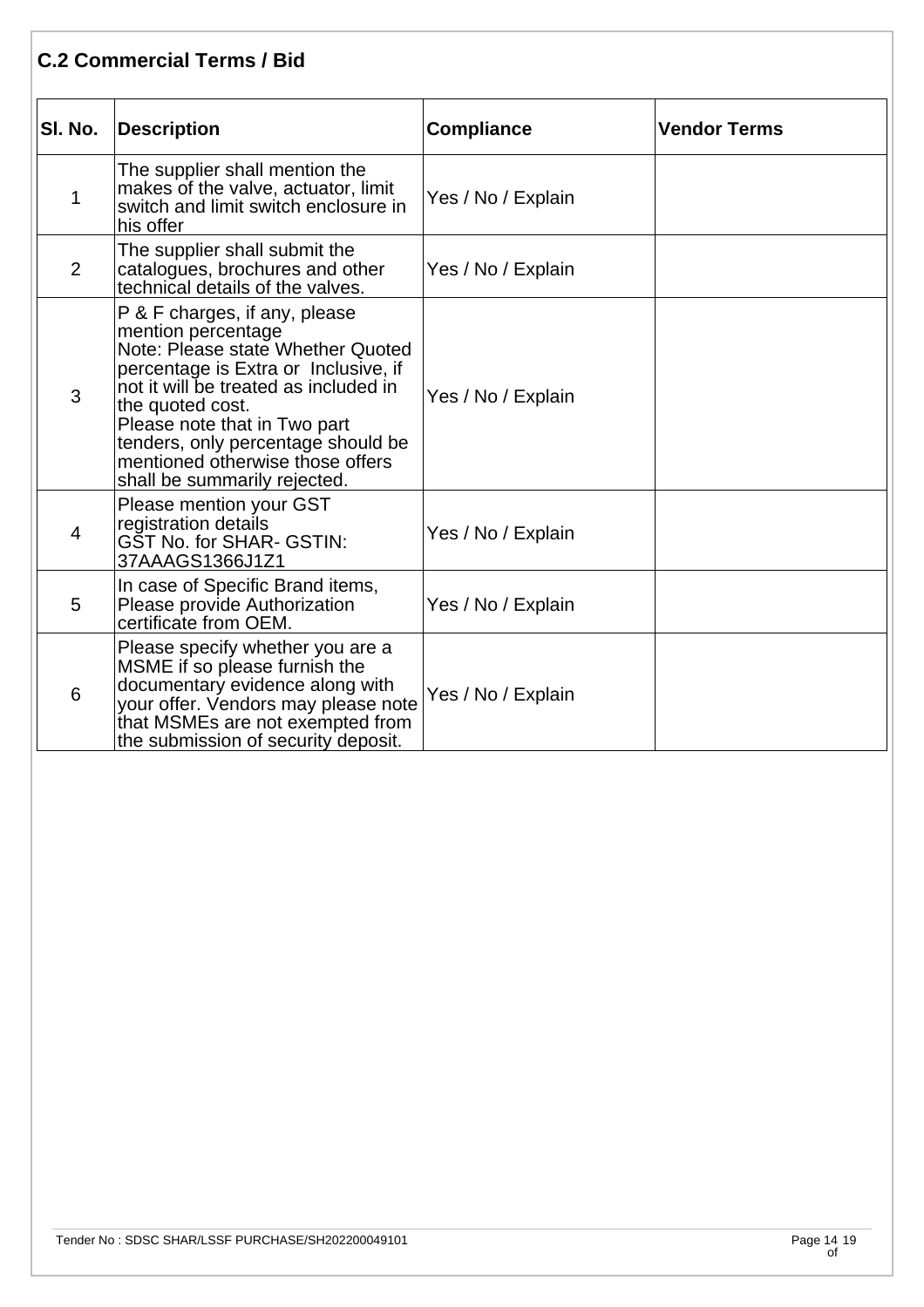## C.2 Commercial Terms / Bid

| Sl. No. | Description | Compliance | Vendor Terms |
|---|---|---|---|
| 1 | The supplier shall mention the makes of the valve, actuator, limit switch and limit switch enclosure in his offer | Yes / No / Explain | |
| 2 | The supplier shall submit the catalogues, brochures and other technical details of the valves. | Yes / No / Explain | |
| 3 | P & F charges, if any, please mention percentage<br>Note: Please state Whether Quoted percentage is Extra or Inclusive, if not it will be treated as included in the quoted cost.<br>Please note that in Two part tenders, only percentage should be mentioned otherwise those offers shall be summarily rejected. | Yes / No / Explain | |
| 4 | Please mention your GST registration details<br>GST No. for SHAR- GSTIN: 37AAAGS1366J1Z1 | Yes / No / Explain | |
| 5 | In case of Specific Brand items, Please provide Authorization certificate from OEM. | Yes / No / Explain | |
| 6 | Please specify whether you are a MSME if so please furnish the documentary evidence along with your offer. Vendors may please note that MSMEs are not exempted from the submission of security deposit. | Yes / No / Explain | |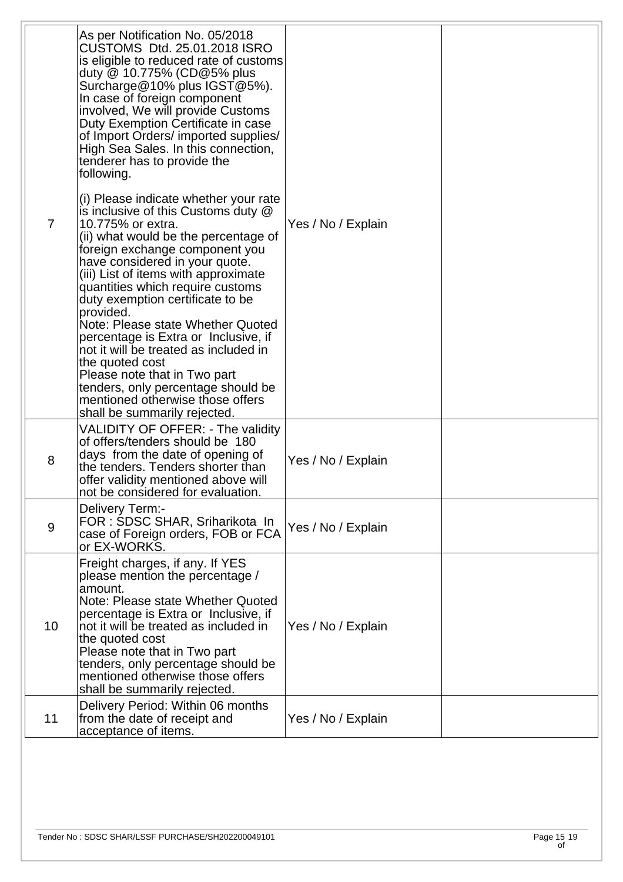| | | | |
|---|---|---|---|
| 7 | As per Notification No. 05/2018 CUSTOMS Dtd. 25.01.2018 ISRO is eligible to reduced rate of customs duty @ 10.775% (CD@5% plus Surcharge@10% plus IGST@5%). In case of foreign component involved, We will provide Customs Duty Exemption Certificate in case of Import Orders/ imported supplies/ High Sea Sales. In this connection, tenderer has to provide the following.<br><br>(i) Please indicate whether your rate is inclusive of this Customs duty @ 10.775% or extra.<br>(ii) what would be the percentage of foreign exchange component you have considered in your quote.<br>(iii) List of items with approximate quantities which require customs duty exemption certificate to be provided.<br>Note: Please state Whether Quoted percentage is Extra or Inclusive, if not it will be treated as included in the quoted cost<br>Please note that in Two part tenders, only percentage should be mentioned otherwise those offers shall be summarily rejected. | Yes / No / Explain | |
| 8 | VALIDITY OF OFFER: - The validity of offers/tenders should be 180 days from the date of opening of the tenders. Tenders shorter than offer validity mentioned above will not be considered for evaluation. | Yes / No / Explain | |
| 9 | Delivery Term:-<br>FOR : SDSC SHAR, Sriharikota In case of Foreign orders, FOB or FCA or EX-WORKS. | Yes / No / Explain | |
| 10 | Freight charges, if any. If YES please mention the percentage / amount.<br>Note: Please state Whether Quoted percentage is Extra or Inclusive, if not it will be treated as included in the quoted cost<br>Please note that in Two part tenders, only percentage should be mentioned otherwise those offers shall be summarily rejected. | Yes / No / Explain | |
| 11 | Delivery Period: Within 06 months from the date of receipt and acceptance of items. | Yes / No / Explain | |

Tender No : SDSC SHAR/LSSF PURCHASE/SH202200049101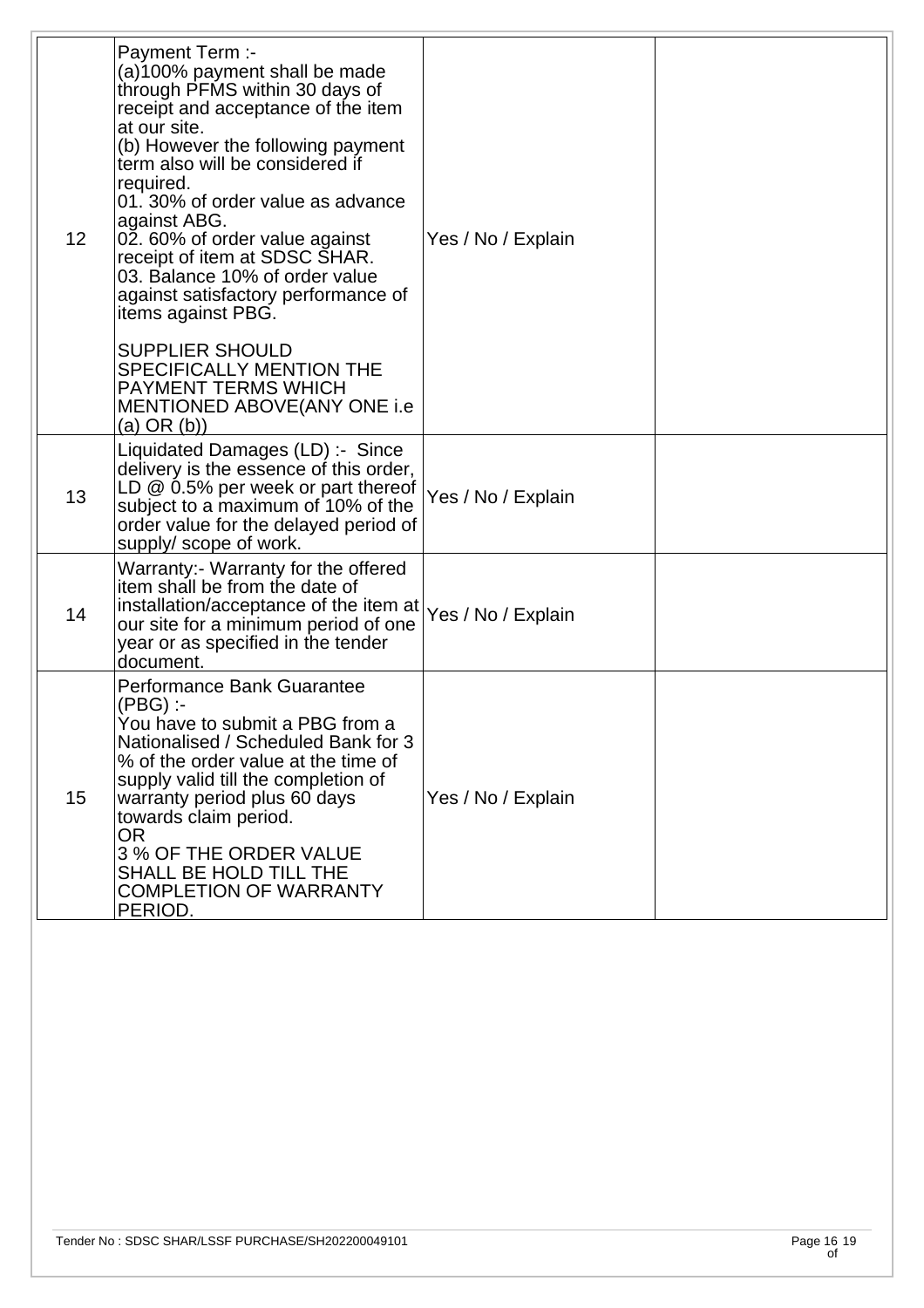| | | | |
|---|---|---|---|
| 12 | Payment Term :-<br>(a)100% payment shall be made through PFMS within 30 days of receipt and acceptance of the item at our site.<br>(b) However the following payment term also will be considered if required.<br>01. 30% of order value as advance against ABG.<br>02. 60% of order value against receipt of item at SDSC SHAR.<br>03. Balance 10% of order value against satisfactory performance of items against PBG.<br><br>SUPPLIER SHOULD SPECIFICALLY MENTION THE PAYMENT TERMS WHICH MENTIONED ABOVE(ANY ONE i.e (a) OR (b)) | Yes / No / Explain | |
| 13 | Liquidated Damages (LD) :- Since delivery is the essence of this order, LD @ 0.5% per week or part thereof subject to a maximum of 10% of the order value for the delayed period of supply/ scope of work. | Yes / No / Explain | |
| 14 | Warranty:- Warranty for the offered item shall be from the date of installation/acceptance of the item at our site for a minimum period of one year or as specified in the tender document. | Yes / No / Explain | |
| 15 | Performance Bank Guarantee (PBG) :-<br>You have to submit a PBG from a Nationalised / Scheduled Bank for 3 % of the order value at the time of supply valid till the completion of warranty period plus 60 days towards claim period.<br>OR<br>3 % OF THE ORDER VALUE SHALL BE HOLD TILL THE COMPLETION OF WARRANTY PERIOD. | Yes / No / Explain | |

Tender No : SDSC SHAR/LSSF PURCHASE/SH202200049101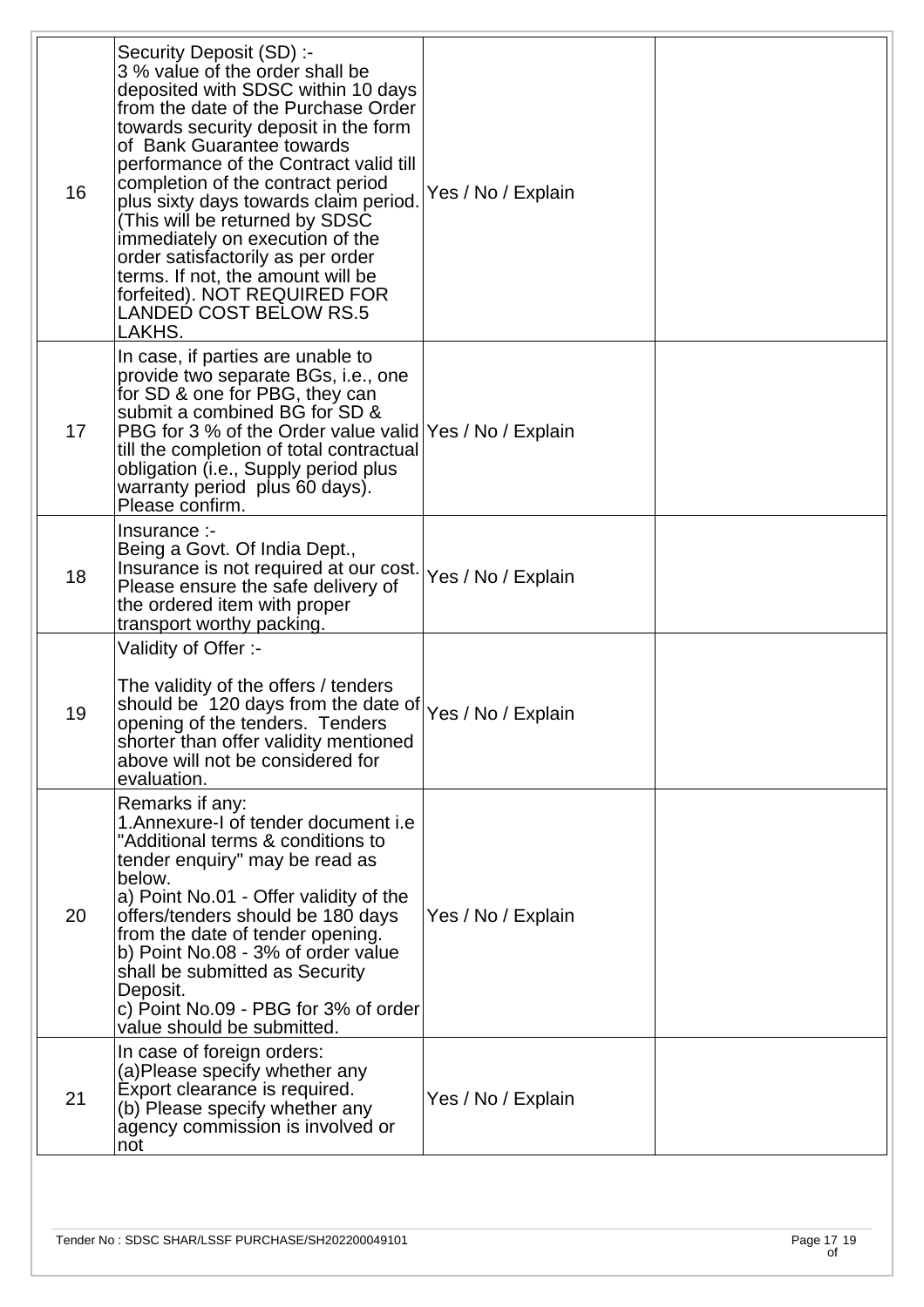| 16 | Security Deposit (SD) :-<br>3 % value of the order shall be deposited with SDSC within 10 days from the date of the Purchase Order towards security deposit in the form of Bank Guarantee towards performance of the Contract valid till completion of the contract period plus sixty days towards claim period. (This will be returned by SDSC immediately on execution of the order satisfactorily as per order terms. If not, the amount will be forfeited). NOT REQUIRED FOR LANDED COST BELOW RS.5 LAKHS. | Yes / No / Explain | |
|---|---|---|---|
| 17 | In case, if parties are unable to provide two separate BGs, i.e., one for SD & one for PBG, they can submit a combined BG for SD & PBG for 3 % of the Order value valid till the completion of total contractual obligation (i.e., Supply period plus warranty period plus 60 days). Please confirm. | Yes / No / Explain | |
| 18 | Insurance :-<br>Being a Govt. Of India Dept., Insurance is not required at our cost. Please ensure the safe delivery of the ordered item with proper transport worthy packing. | Yes / No / Explain | |
| 19 | Validity of Offer :-<br><br>The validity of the offers / tenders should be 120 days from the date of opening of the tenders. Tenders shorter than offer validity mentioned above will not be considered for evaluation. | Yes / No / Explain | |
| 20 | Remarks if any:<br>1.Annexure-I of tender document i.e "Additional terms & conditions to tender enquiry" may be read as below.<br>a) Point No.01 - Offer validity of the offers/tenders should be 180 days from the date of tender opening.<br>b) Point No.08 - 3% of order value shall be submitted as Security Deposit.<br>c) Point No.09 - PBG for 3% of order value should be submitted. | Yes / No / Explain | |
| 21 | In case of foreign orders:<br>(a)Please specify whether any Export clearance is required.<br>(b) Please specify whether any agency commission is involved or not | Yes / No / Explain | |

Tender No : SDSC SHAR/LSSF PURCHASE/SH202200049101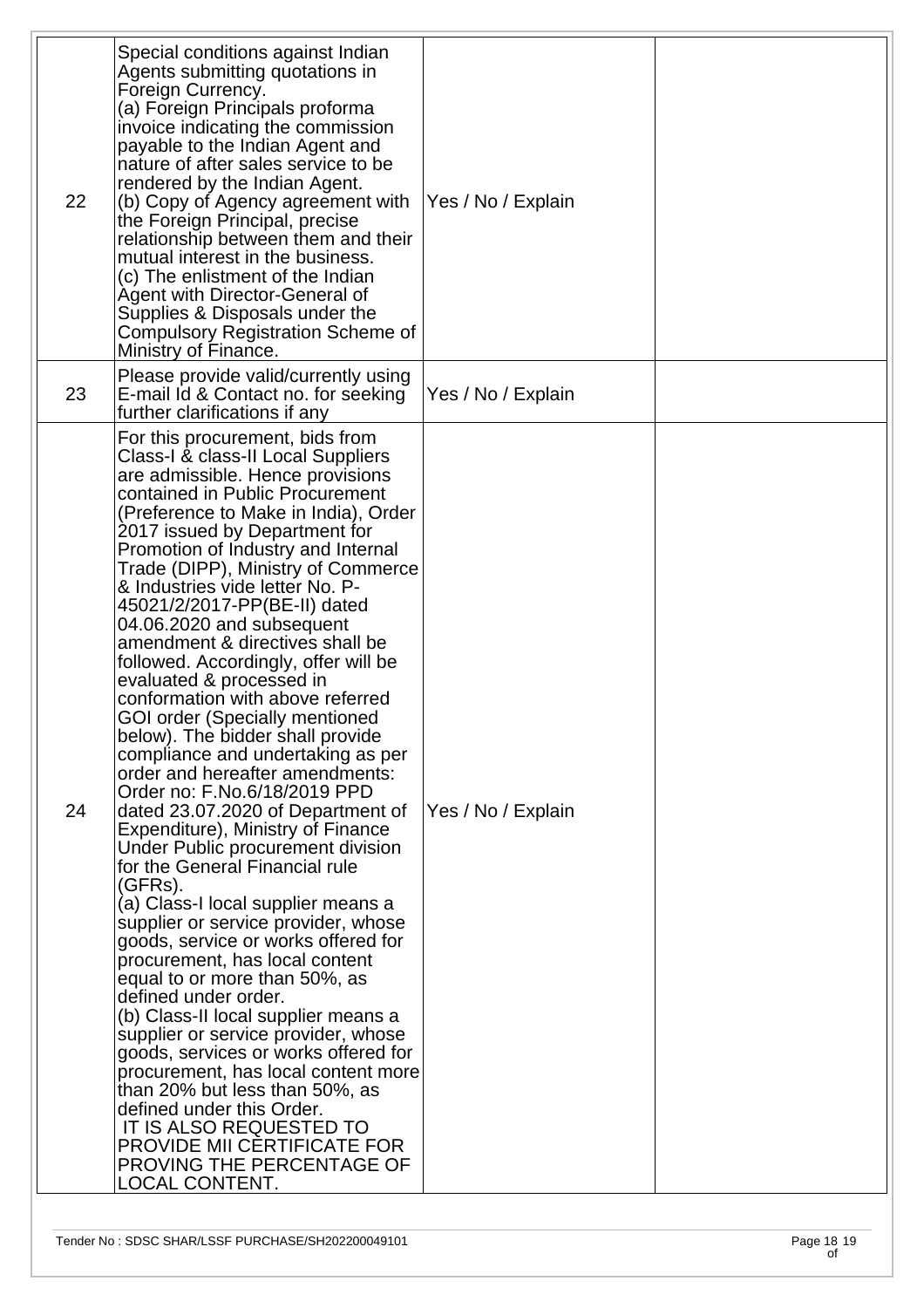| | | | |
|---|---|---|---|
| 22 | Special conditions against Indian Agents submitting quotations in Foreign Currency.<br>(a) Foreign Principals proforma invoice indicating the commission payable to the Indian Agent and nature of after sales service to be rendered by the Indian Agent.<br>(b) Copy of Agency agreement with the Foreign Principal, precise relationship between them and their mutual interest in the business.<br>(c) The enlistment of the Indian Agent with Director-General of Supplies & Disposals under the Compulsory Registration Scheme of Ministry of Finance. | Yes / No / Explain | |
| 23 | Please provide valid/currently using E-mail Id & Contact no. for seeking further clarifications if any | Yes / No / Explain | |
| 24 | For this procurement, bids from Class-I & class-II Local Suppliers are admissible. Hence provisions contained in Public Procurement (Preference to Make in India), Order 2017 issued by Department for Promotion of Industry and Internal Trade (DIPP), Ministry of Commerce & Industries vide letter No. P-45021/2/2017-PP(BE-II) dated 04.06.2020 and subsequent amendment & directives shall be followed. Accordingly, offer will be evaluated & processed in conformation with above referred GOI order (Specially mentioned below). The bidder shall provide compliance and undertaking as per order and hereafter amendments: Order no: F.No.6/18/2019 PPD dated 23.07.2020 of Department of Expenditure), Ministry of Finance Under Public procurement division for the General Financial rule (GFRs).<br>(a) Class-I local supplier means a supplier or service provider, whose goods, service or works offered for procurement, has local content equal to or more than 50%, as defined under order.<br>(b) Class-II local supplier means a supplier or service provider, whose goods, services or works offered for procurement, has local content more than 20% but less than 50%, as defined under this Order.<br>IT IS ALSO REQUESTED TO PROVIDE MII CERTIFICATE FOR PROVING THE PERCENTAGE OF LOCAL CONTENT. | Yes / No / Explain | |

Tender No : SDSC SHAR/LSSF PURCHASE/SH202200049101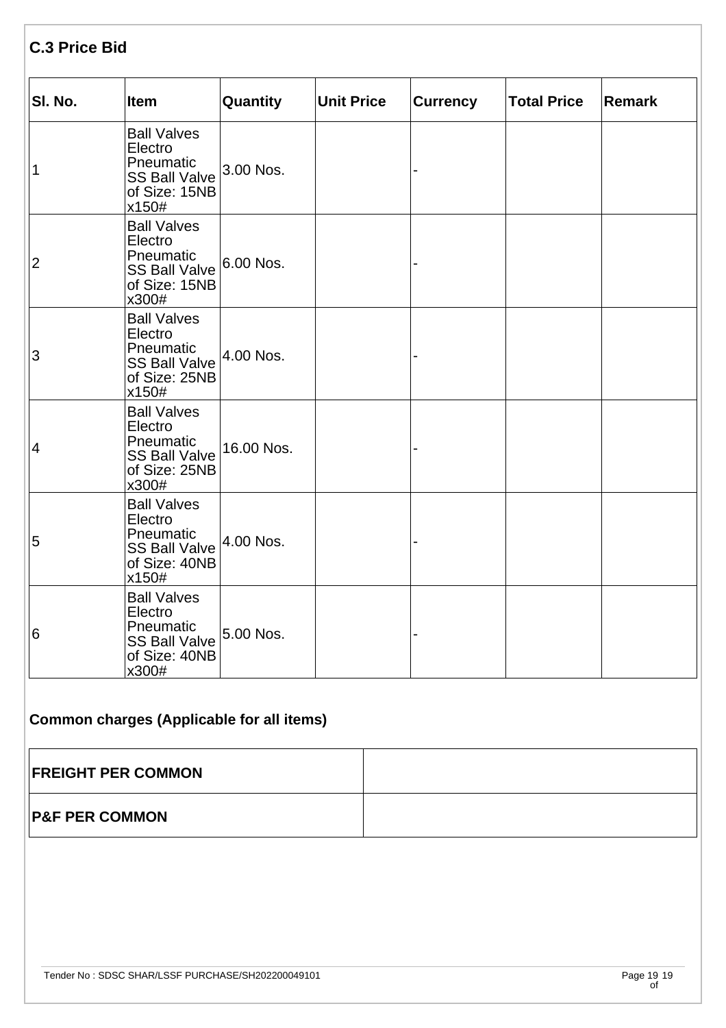## C.3 Price Bid

| Sl. No. | Item | Quantity | Unit Price | Currency | Total Price | Remark |
|---|---|---|---|---|---|---|
| 1 | Ball Valves Electro Pneumatic SS Ball Valve of Size: 15NB x150# | 3.00 Nos. | | - | | |
| 2 | Ball Valves Electro Pneumatic SS Ball Valve of Size: 15NB x300# | 6.00 Nos. | | - | | |
| 3 | Ball Valves Electro Pneumatic SS Ball Valve of Size: 25NB x150# | 4.00 Nos. | | - | | |
| 4 | Ball Valves Electro Pneumatic SS Ball Valve of Size: 25NB x300# | 16.00 Nos. | | - | | |
| 5 | Ball Valves Electro Pneumatic SS Ball Valve of Size: 40NB x150# | 4.00 Nos. | | - | | |
| 6 | Ball Valves Electro Pneumatic SS Ball Valve of Size: 40NB x300# | 5.00 Nos. | | - | | |

### Common charges (Applicable for all items)

| | |
|---|---|
| **FREIGHT PER COMMON** | |
| **P&F PER COMMON** | |

Tender No : SDSC SHAR/LSSF PURCHASE/SH202200049101